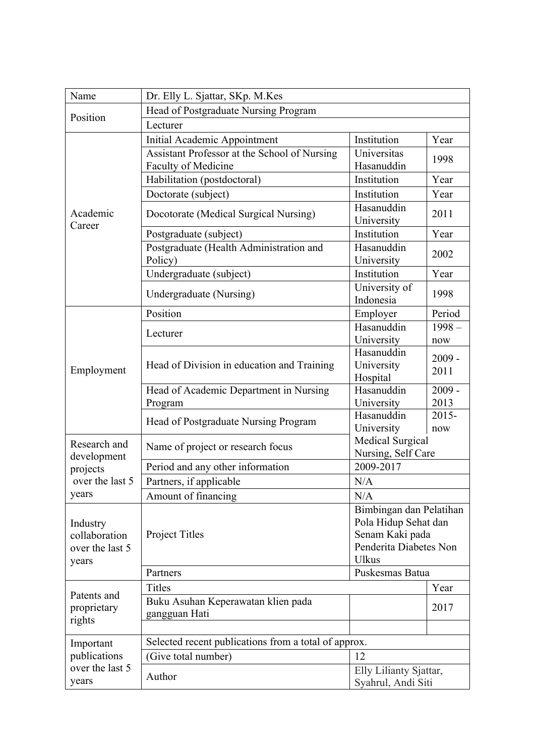| Name | Dr. Elly L. Sjattar, SKp. M.Kes | | |
|---|---|---|---|
| Position | Head of Postgraduate Nursing Program | | |
| | Lecturer | | |
| Academic Career | Initial Academic Appointment | Institution | Year |
| | Assistant Professor at the School of Nursing Faculty of Medicine | Universitas Hasanuddin | 1998 |
| | Habilitation (postdoctoral) | Institution | Year |
| | Doctorate (subject) | Institution | Year |
| | Docotorate (Medical Surgical Nursing) | Hasanuddin University | 2011 |
| | Postgraduate (subject) | Institution | Year |
| | Postgraduate (Health Administration and Policy) | Hasanuddin University | 2002 |
| | Undergraduate (subject) | Institution | Year |
| | Undergraduate (Nursing) | University of Indonesia | 1998 |
| Employment | Position | Employer | Period |
| | Lecturer | Hasanuddin University | 1998 – now |
| | Head of Division in education and Training | Hasanuddin University Hospital | 2009 - 2011 |
| | Head of Academic Department in Nursing Program | Hasanuddin University | 2009 - 2013 |
| | Head of Postgraduate Nursing Program | Hasanuddin University | 2015- now |
| Research and development projects over the last 5 years | Name of project or research focus | Medical Surgical Nursing, Self Care | |
| | Period and any other information | 2009-2017 | |
| | Partners, if applicable | N/A | |
| | Amount of financing | N/A | |
| Industry collaboration over the last 5 years | Project Titles | Bimbingan dan Pelatihan Pola Hidup Sehat dan Senam Kaki pada Penderita Diabetes Non Ulkus | |
| | Partners | Puskesmas Batua | |
| Patents and proprietary rights | Titles | | Year |
| | Buku Asuhan Keperawatan klien pada gangguan Hati | | 2017 |
| | | | |
| Important publications over the last 5 years | Selected recent publications from a total of approx. | | |
| | (Give total number) | 12 | |
| | Author | Elly Lilianty Sjattar, Syahrul, Andi Siti | |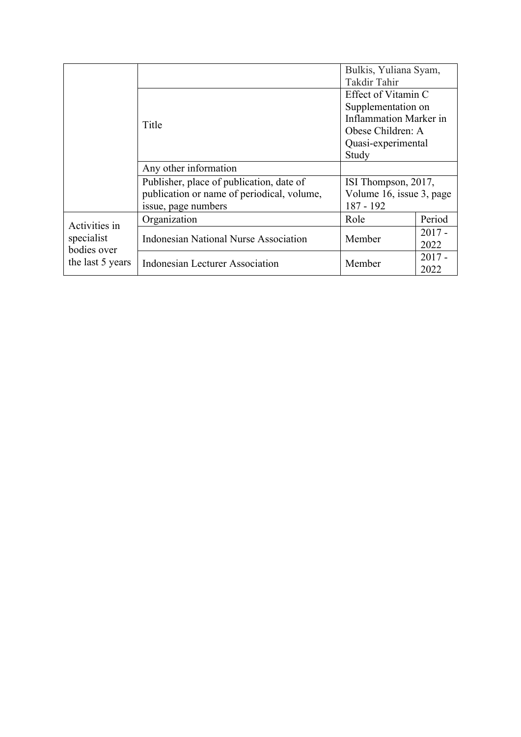| | | | |
|---|---|---|---|
| | | Bulkis, Yuliana Syam, Takdir Tahir | |
| | Title | Effect of Vitamin C Supplementation on Inflammation Marker in Obese Children: A Quasi-experimental Study | |
| | Any other information | | |
| | Publisher, place of publication, date of publication or name of periodical, volume, issue, page numbers | ISI Thompson, 2017, Volume 16, issue 3, page 187 - 192 | |
| Activities in specialist bodies over the last 5 years | Organization | Role | Period |
| | Indonesian National Nurse Association | Member | 2017 - 2022 |
| | Indonesian Lecturer Association | Member | 2017 - 2022 |